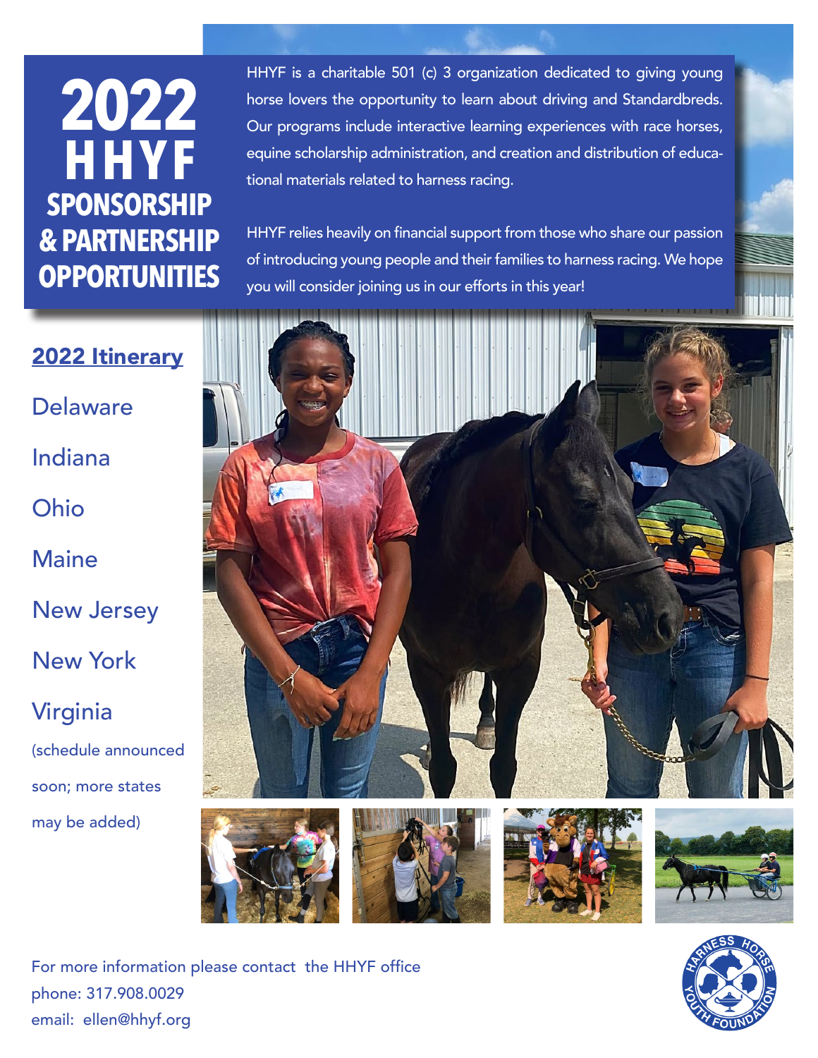# 2022 HHYF SPONSORSHIP & PARTNERSHIP OPPORTUNITIES

HHYF is a charitable 501 (c) 3 organization dedicated to giving young horse lovers the opportunity to learn about driving and Standardbreds. Our programs include interactive learning experiences with race horses, equine scholarship administration, and creation and distribution of educational materials related to harness racing.

HHYF relies heavily on financial support from those who share our passion of introducing young people and their families to harness racing. We hope you will consider joining us in our efforts in this year!

## 2022 Itinerary

Delaware

Indiana

Ohio

Maine

New Jersey

New York

Virginia

(schedule announced soon; more states may be added)

For more information please contact the HHYF office
phone: 317.908.0029
email: ellen@hhyf.org

HARNESS HORSE YOUTH FOUNDATION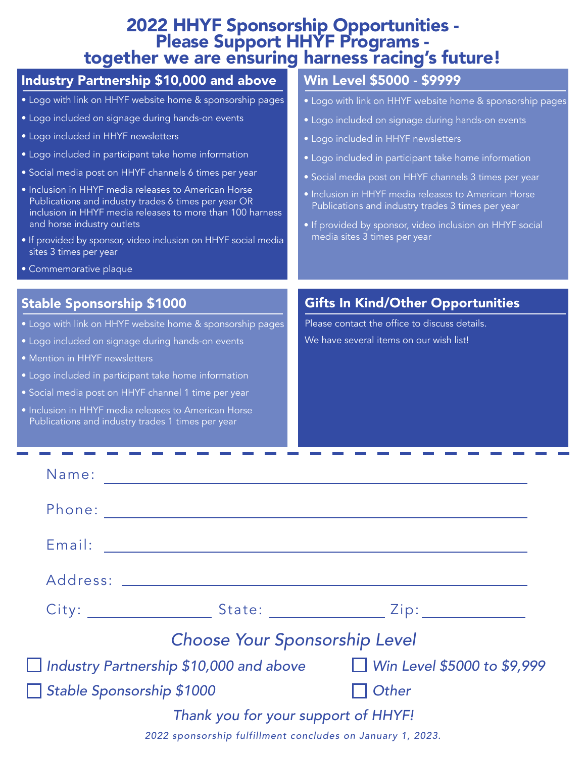# 2022 HHYF Sponsorship Opportunities - Please Support HHYF Programs - together we are ensuring harness racing's future!

## Industry Partnership $10,000 and above

- Logo with link on HHYF website home & sponsorship pages
- Logo included on signage during hands-on events
- Logo included in HHYF newsletters
- Logo included in participant take home information
- Social media post on HHYF channels 6 times per year
- Inclusion in HHYF media releases to American Horse Publications and industry trades 6 times per year OR inclusion in HHYF media releases to more than 100 harness and horse industry outlets
- If provided by sponsor, video inclusion on HHYF social media sites 3 times per year
- Commemorative plaque

## Win Level $5000 - $9999

- Logo with link on HHYF website home & sponsorship pages
- Logo included on signage during hands-on events
- Logo included in HHYF newsletters
- Logo included in participant take home information
- Social media post on HHYF channels 3 times per year
- Inclusion in HHYF media releases to American Horse Publications and industry trades 3 times per year
- If provided by sponsor, video inclusion on HHYF social media sites 3 times per year

## Stable Sponsorship $1000

- Logo with link on HHYF website home & sponsorship pages
- Logo included on signage during hands-on events
- Mention in HHYF newsletters
- Logo included in participant take home information
- Social media post on HHYF channel 1 time per year
- Inclusion in HHYF media releases to American Horse Publications and industry trades 1 times per year

## Gifts In Kind/Other Opportunities

Please contact the office to discuss details.

We have several items on our wish list!

---

Name: ______________________________

Phone: ______________________________

Email: ______________________________

Address: ______________________________

City: ______________ State: ______________ Zip: ______________

*Choose Your Sponsorship Level*

- ☐ *Industry Partnership $10,000 and above*
- ☐ *Win Level $5000 to $9,999*
- ☐ *Stable Sponsorship $1000*
- ☐ *Other*

*Thank you for your support of HHYF!*

*2022 sponsorship fulfillment concludes on January 1, 2023.*